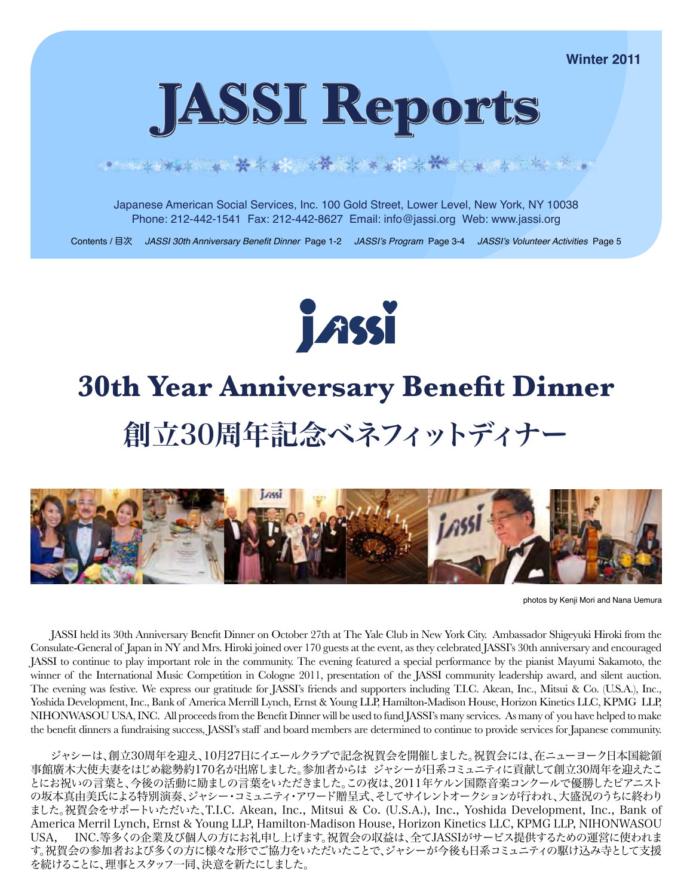Winter 2011

# JASSI Reports

Japanese American Social Services, Inc. 100 Gold Street, Lower Level, New York, NY 10038
Phone: 212-442-1541 Fax: 212-442-8627 Email: info@jassi.org Web: www.jassi.org

Contents / 目次 *JASSI 30th Anniversary Benefit Dinner* Page 1-2 *JASSI's Program* Page 3-4 *JASSI's Volunteer Activities* Page 5

## 30th Year Anniversary Benefit Dinner

## 創立30周年記念ベネフィットディナー

photos by Kenji Mori and Nana Uemura

JASSI held its 30th Anniversary Benefit Dinner on October 27th at The Yale Club in New York City. Ambassador Shigeyuki Hiroki from the Consulate-General of Japan in NY and Mrs. Hiroki joined over 170 guests at the event, as they celebrated JASSI's 30th anniversary and encouraged JASSI to continue to play important role in the community. The evening featured a special performance by the pianist Mayumi Sakamoto, the winner of the International Music Competition in Cologne 2011, presentation of the JASSI community leadership award, and silent auction. The evening was festive. We express our gratitude for JASSI's friends and supporters including T.I.C. Akean, Inc., Mitsui & Co. (U.S.A.), Inc., Yoshida Development, Inc., Bank of America Merrill Lynch, Ernst & Young LLP, Hamilton-Madison House, Horizon Kinetics LLC, KPMG LLP, NIHONWASOU USA, INC. All proceeds from the Benefit Dinner will be used to fund JASSI's many services. As many of you have helped to make the benefit dinners a fundraising success, JASSI's staff and board members are determined to continue to provide services for Japanese community.

ジャシーは、創立30周年を迎え、10月27日にイエールクラブで記念祝賀会を開催しました。祝賀会には、在ニューヨーク日本国総領事館廣木大使夫妻をはじめ総勢約170名が出席しました。参加者からは ジャシーが日系コミュニティに貢献して創立30周年を迎えたことにお祝いの言葉と、今後の活動に励ましの言葉をいただきました。この夜は、2011年ケルン国際音楽コンクールで優勝したピアニストの坂本真由美氏による特別演奏、ジャシー・コミュニティ・アワード贈呈式、そしてサイレントオークションが行われ、大盛況のうちに終わりました。祝賀会をサポートいただいた、T.I.C. Akean, Inc., Mitsui & Co. (U.S.A.), Inc., Yoshida Development, Inc., Bank of America Merril Lynch, Ernst & Young LLP, Hamilton-Madison House, Horizon Kinetics LLC, KPMG LLP, NIHONWASOU USA, INC.等多くの企業及び個人の方にお礼申し上げます。祝賀会の収益は、全てJASSIがサービス提供するための運営に使われます。祝賀会の参加者および多くの方に様々な形でご協力をいただいたことで、ジャシーが今後も日系コミュニティの駆け込み寺として支援を続けることに、理事とスタッフ一同、決意を新たにしました。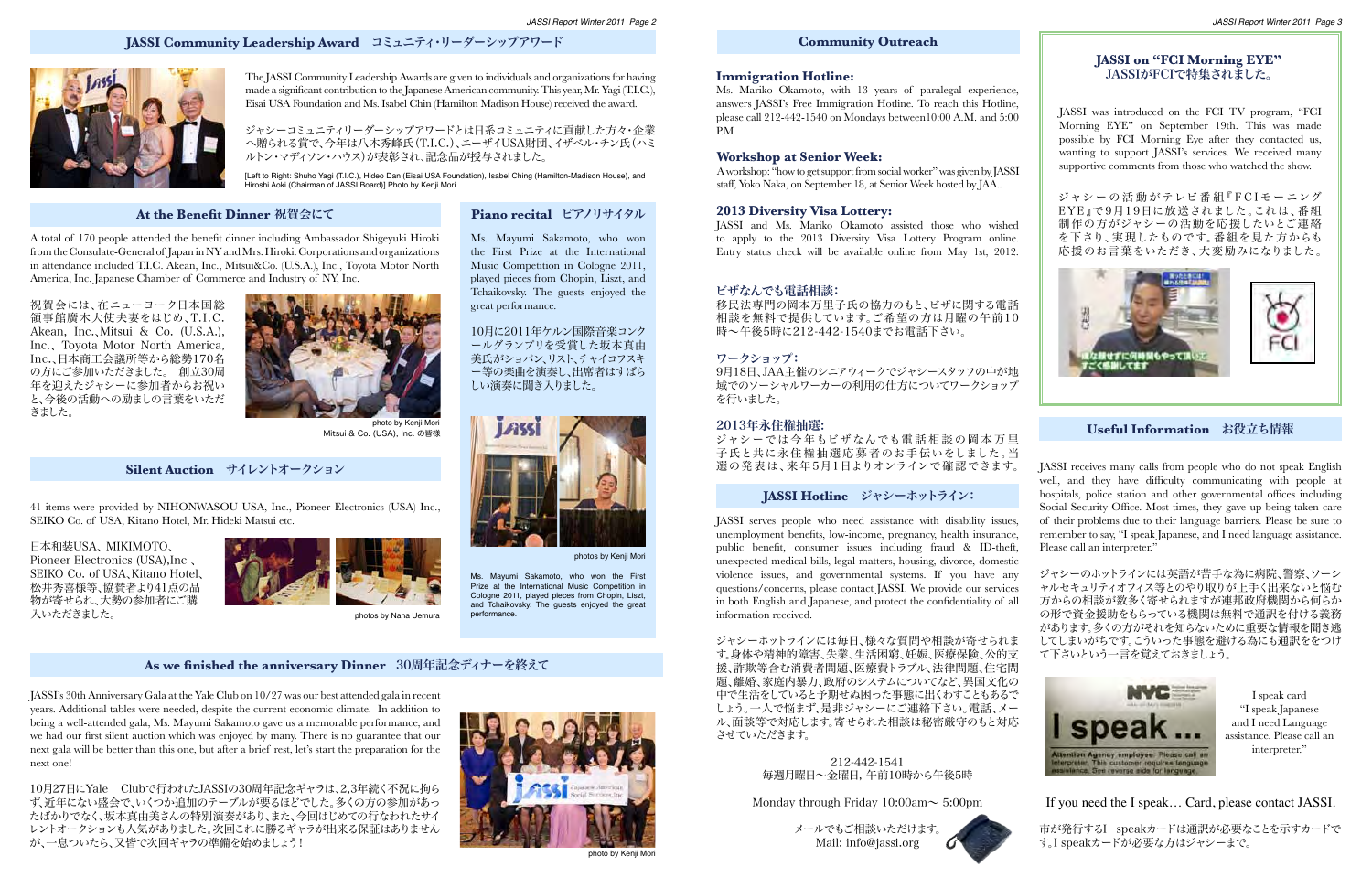## JASSI Community Leadership Award　コミュニティ・リーダーシップアワード

The JASSI Community Leadership Awards are given to individuals and organizations for having made a significant contribution to the Japanese American community. This year, Mr. Yagi (T.I.C.), Eisai USA Foundation and Ms. Isabel Chin (Hamilton Madison House) received the award.

ジャシーコミュニティリーダーシップアワードとは日系コミュニティに貢献した方々・企業へ贈られる賞で、今年は八木秀峰氏（T.I.C.）、エーザイUSA財団、イザベル・チン氏（ハミルトン・マディソン・ハウス）が表彰され、記念品が授与されました。

[Left to Right: Shuho Yagi (T.I.C.), Hideo Dan (Eisai USA Foundation), Isabel Ching (Hamilton-Madison House), and Hiroshi Aoki (Chairman of JASSI Board)] Photo by Kenji Mori

## At the Benefit Dinner 祝賀会にて

A total of 170 people attended the benefit dinner including Ambassador Shigeyuki Hiroki from the Consulate-General of Japan in NY and Mrs. Hiroki. Corporations and organizations in attendance included T.I.C. Akean, Inc., Mitsui&Co. (U.S.A.), Inc., Toyota Motor North America, Inc. Japanese Chamber of Commerce and Industry of NY, Inc.

祝賀会には、在ニューヨーク日本国総領事館廣木大使夫妻をはじめ、T.I.C. Akean, Inc.、Mitsui & Co. (U.S.A.), Inc.、Toyota Motor North America, Inc.、日本商工会議所等から総勢170名の方にご参加いただきました。創立30周年を迎えたジャシーに参加者からお祝いと、今後の活動への励ましの言葉をいただきました。

photo by Kenji Mori
Mitsui & Co. (USA), Inc. の皆様

## Silent Auction　サイレントオークション

41 items were provided by NIHONWASOU USA, Inc., Pioneer Electronics (USA) Inc., SEIKO Co. of USA, Kitano Hotel, Mr. Hideki Matsui etc.

日本和装USA、MIKIMOTO、Pioneer Electronics (USA),Inc 、SEIKO Co. of USA, Kitano Hotel、松井秀喜様等、協賛者より41点の品物が寄せられ、大勢の参加者にご購入いただきました。

photos by Nana Uemura

## Piano recital　ピアノリサイタル

Ms. Mayumi Sakamoto, who won the First Prize at the International Music Competition in Cologne 2011, played pieces from Chopin, Liszt, and Tchaikovsky. The guests enjoyed the great performance.

10月に2011年ケルン国際音楽コンクールグランプリを受賞した坂本真由美氏がショパン、リスト、チャイコフスキー等の楽曲を演奏し、出席者はすばらしい演奏に聞き入りました。

photos by Kenji Mori

Ms. Mayumi Sakamoto, who won the First Prize at the International Music Competition in Cologne 2011, played pieces from Chopin, Liszt, and Tchaikovsky. The guests enjoyed the great performance.

## As we finished the anniversary Dinner　30周年記念ディナーを終えて

JASSI's 30th Anniversary Gala at the Yale Club on 10/27 was our best attended gala in recent years. Additional tables were needed, despite the current economic climate. In addition to being a well-attended gala, Ms. Mayumi Sakamoto gave us a memorable performance, and we had our first silent auction which was enjoyed by many. There is no guarantee that our next gala will be better than this one, but after a brief rest, let's start the preparation for the next one!

10月27日にYale　Clubで行われたJASSIの30周年記念ギャラは、2,3年続く不況に拘らず、近年にない盛会で、いくつか追加のテーブルが要るほどでした。多くの方の参加があったばかりでなく、坂本真由美さんの特別演奏があり、また、今回はじめての行なわれたサイレントオークションも人気がありました。次回これに勝るギャラが出来る保証はありませんが、一息ついたら、又皆で次回ギャラの準備を始めましょう！

photo by Kenji Mori

## Community Outreach

### Immigration Hotline:

Ms. Mariko Okamoto, with 13 years of paralegal experience, answers JASSI's Free Immigration Hotline. To reach this Hotline, please call 212-442-1540 on Mondays between10:00 A.M. and 5:00 P.M

### Workshop at Senior Week:

A workshop: "how to get support from social worker" was given by JASSI staff, Yoko Naka, on September 18, at Senior Week hosted by JAA..

### 2013 Diversity Visa Lottery:

JASSI and Ms. Mariko Okamoto assisted those who wished to apply to the 2013 Diversity Visa Lottery Program online. Entry status check will be available online from May 1st, 2012.

### ビザなんでも電話相談:

移民法専門の岡本万里子氏の協力のもと、ビザに関する電話相談を無料で提供しています。ご希望の方は月曜の午前10時〜午後5時に212-442-1540までお電話下さい。

### ワークショップ:

9月18日、JAA主催のシニアウィークでジャシースタッフの中が地域でのソーシャルワーカーの利用の仕方についてワークショップを行いました。

### 2013年永住権抽選:

ジャシーでは今年もビザなんでも電話相談の岡本万里子氏と共に永住権抽選応募者のお手伝いをしました。当選の発表は、来年5月1日よりオンラインで確認できます。

## JASSI Hotline　ジャシーホットライン:

JASSI serves people who need assistance with disability issues, unemployment benefits, low-income, pregnancy, health insurance, public benefit, consumer issues including fraud & ID-theft, unexpected medical bills, legal matters, housing, divorce, domestic violence issues, and governmental systems. If you have any questions/concerns, please contact JASSI. We provide our services in both English and Japanese, and protect the confidentiality of all information received.

ジャシーホットラインには毎日、様々な質問や相談が寄せられます。身体や精神的障害、失業、生活困窮、妊娠、医療保険、公的支援、詐欺等含む消費者問題、医療費トラブル、法律問題、住宅問題、離婚、家庭内暴力、政府のシステムについてなど、異国文化の中で生活をしていると予期せぬ困った事態に出くわすこともあるでしょう。一人で悩まず、是非ジャシーにご連絡下さい。電話、メール、面談等で対応します。寄せられた相談は秘密厳守のもと対応させていただきます。

212-442-1541
毎週月曜日〜金曜日, 午前10時から午後5時

Monday through Friday 10:00am〜 5:00pm

メールでもご相談いただけます。
Mail: info@jassi.org

## JASSI on "FCI Morning EYE"
## JASSIがFCIで特集されました。

JASSI was introduced on the FCI TV program, "FCI Morning EYE" on September 19th. This was made possible by FCI Morning Eye after they contacted us, wanting to support JASSI's services. We received many supportive comments from those who watched the show.

ジャシーの活動がテレビ番組『FCIモーニングEYE』で9月19日に放送されました。これは、番組制作の方がジャシーの活動を応援したいとご連絡を下さり、実現したものです。番組を見た方からも応援のお言葉をいただき、大変励みになりました。

## Useful Information　お役立ち情報

JASSI receives many calls from people who do not speak English well, and they have difficulty communicating with people at hospitals, police station and other governmental offices including Social Security Office. Most times, they gave up being taken care of their problems due to their language barriers. Please be sure to remember to say, "I speak Japanese, and I need language assistance. Please call an interpreter."

ジャシーのホットラインには英語が苦手な為に病院、警察、ソーシャルセキュリティオフィス等とのやり取りが上手く出来ないと悩む方からの相談が数多く寄せられますが連邦政府機関から何らかの形で資金援助をもらっている機関は無料で通訳を付ける義務があります。多くの方がそれを知らないために重要な情報を聞き逃してしまいがちです。こういった事態を避ける為にも通訳をつけて下さいという一言を覚えておきましょう。

I speak card
"I speak Japanese and I need Language assistance. Please call an interpreter."

If you need the I speak… Card, please contact JASSI.

市が発行するI　speakカードは通訳が必要なことを示すカードです。I speakカードが必要な方はジャシーまで。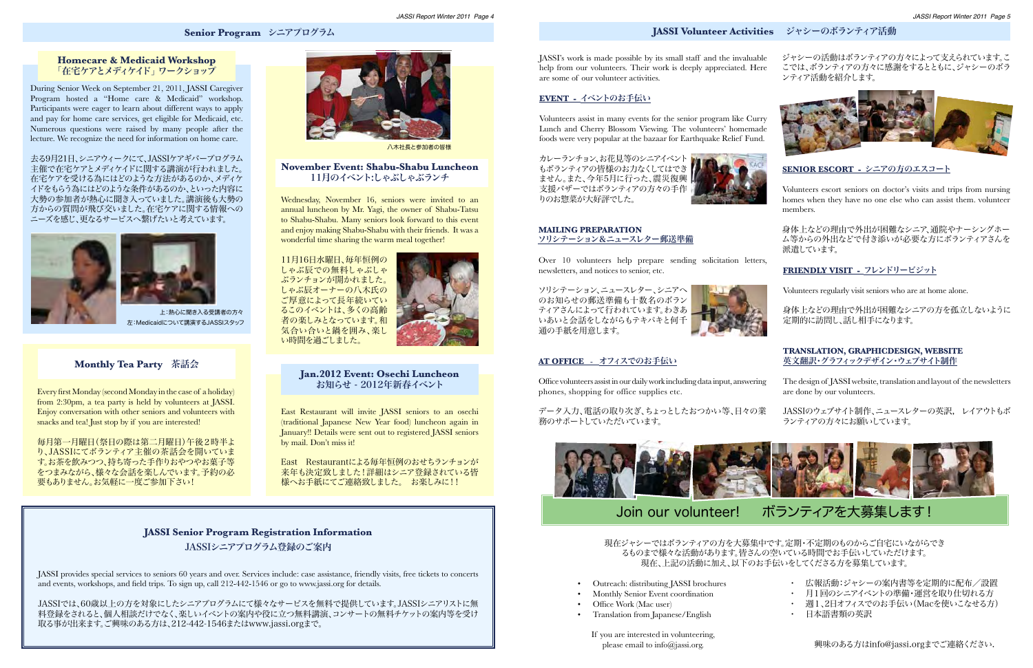## Senior Program シニアプログラム

### Homecare & Medicaid Workshop
### 「在宅ケアとメディケイド」ワークショップ

During Senior Week on September 21, 2011, JASSI Caregiver Program hosted a "Home care & Medicaid" workshop. Participants were eager to learn about different ways to apply and pay for home care services, get eligible for Medicaid, etc. Numerous questions were raised by many people after the lecture. We recognize the need for information on home care.

去る9月21日、シニアウィークにて、JASSIケアギバープログラム主催で在宅ケアとメディケイドに関する講演が行われました。在宅ケアを受ける為にはどのような方法があるのか、メディケイドをもらう為にはどのような条件があるのか、といった内容に大勢の参加者が熱心に聞き入っていました。講演後も大勢の方からの質問が飛び交いました。在宅ケアに関する情報へのニーズを感じ、更なるサービスへ繋げたいと考えています。

上：熱心に聞き入る受講者の方々
左：Medicaidについて講演するJASSIスタッフ

八木社長と参加者の皆様

### November Event: Shabu-Shabu Luncheon
### 11月のイベント:しゃぶしゃぶランチ

Wednesday, November 16, seniors were invited to an annual luncheon by Mr. Yagi, the owner of Shabu-Tatsu to Shabu-Shabu. Many seniors look forward to this event and enjoy making Shabu-Shabu with their friends. It was a wonderful time sharing the warm meal together!

11月16日水曜日、毎年恒例のしゃぶ辰での無料しゃぶしゃぶランチョンが開かれました。しゃぶ辰オーナーの八木氏のご厚意によって長年続いているこのイベントは、多くの高齢者の楽しみとなっています。和気合い合いと鍋を囲み、楽しい時間を過ごしました。

### Monthly Tea Party 茶話会

Every first Monday (second Monday in the case of a holiday) from 2:30pm, a tea party is held by volunteers at JASSI. Enjoy conversation with other seniors and volunteers with snacks and tea! Just stop by if you are interested!

毎月第一月曜日（祭日の際は第二月曜日）午後2時半より、JASSIにてボランティア主催の茶話会を開いています。お茶を飲みつつ、持ち寄った手作りおやつやお菓子等をつまみながら、様々な会話を楽しんでいます。予約の必要もありません。お気軽に一度ご参加下さい！

### Jan.2012 Event: Osechi Luncheon
### お知らせ - 2012年新春イベント

East Restaurant will invite JASSI seniors to an osechi (traditional Japanese New Year food) luncheon again in January!! Details were sent out to registered JASSI seniors by mail. Don't miss it!

East Restaurantによる毎年恒例のおせちランチョンが来年も決定致しました！詳細はシニア登録されている皆様へお手紙にてご連絡致しました。 お楽しみに！！

### JASSI Senior Program Registration Information
### JASSIシニアプログラム登録のご案内

JASSI provides special services to seniors 60 years and over. Services include: case assistance, friendly visits, free tickets to concerts and events, workshops, and field trips. To sign up, call 212-442-1546 or go to www.jassi.org for details.

JASSIでは、60歳以上の方を対象にしたシニアプログラムにて様々なサービスを無料で提供しています。JASSIシニアリストに無料登録をされると、個人相談だけでなく、楽しいイベントの案内や役に立つ無料講演、コンサートの無料チケットの案内等を受け取る事が出来ます。ご興味のある方は、212-442-1546またはwww.jassi.orgまで。

## JASSI Volunteer Activities ジャシーのボランティア活動

JASSI's work is made possible by its small staff and the invaluable help from our volunteers. Their work is deeply appreciated. Here are some of our volunteer activities.

ジャシーの活動はボランティアの方々によって支えられています。ここでは、ボランティアの方々に感謝をするとともに、ジャシーのボランティア活動を紹介します。

### EVENT - イベントのお手伝い

Volunteers assist in many events for the senior program like Curry Lunch and Cherry Blossom Viewing. The volunteers' homemade foods were very popular at the bazaar for Earthquake Relief Fund.

カレーランチョン、お花見等のシニアイベントもボランティアの皆様のお力なくしてはできません。また、今年5月に行った、震災復興支援バザーではボランティアの方々の手作りのお惣菜が大好評でした。

### MAILING PREPARATION
### ソリシテーション＆ニュースレター郵送準備

Over 10 volunteers help prepare sending solicitation letters, newsletters, and notices to senior, etc.

ソリシテーション、ニュースレター、シニアへのお知らせの郵送準備も十数名のボランティアさんによって行われています。わきあいあいと会話をしながらもテキパキと何千通の手紙を用意します。

### AT OFFICE - オフィスでのお手伝い

Office volunteers assist in our daily work including data input, answering phones, shopping for office supplies etc.

データ入力、電話の取り次ぎ、ちょっとしたおつかい等、日々の業務のサポートしていただいています。

### SENIOR ESCORT - シニアの方のエスコート

Volunteers escort seniors on doctor's visits and trips from nursing homes when they have no one else who can assist them. volunteer members.

身体上などの理由で外出が困難なシニア、通院やナーシングホーム等からの外出などで付き添いが必要な方にボランティアさんを派遣しています。

### FRIENDLY VISIT - フレンドリービジット

Volunteers regularly visit seniors who are at home alone.

身体上などの理由で外出が困難なシニアの方を孤立しないように定期的に訪問し、話し相手になります。

### TRANSLATION, GRAPHICDESIGN, WEBSITE
### 英文翻訳・グラフィックデザイン・ウェブサイト制作

The design of JASSI website, translation and layout of the newsletters are done by our volunteers.

JASSIのウェブサイト制作、ニュースレターの英訳、 レイアウトもボランティアの方々にお願いしています。

## Join our volunteer! ボランティアを大募集します！

現在ジャシーではボランティアの方を大募集中です。定期・不定期のものからご自宅にいながらできるものまで様々な活動があります。皆さんの空いている時間でお手伝いしていただけます。
現在、上記の活動に加え、以下のお手伝いをしてくださる方を募集しています。

- Outreach: distributing JASSI brochures
- Monthly Senior Event coordination
- Office Work (Mac user)
- Translation from Japanese/English

If you are interested in volunteering, please email to info@jassi.org.

- 広報活動：ジャシーの案内書等を定期的に配布／設置
- 月1回のシニアイベントの準備・運営を取り仕切れる方
- 週1、2日オフィスでのお手伝い（Macを使いこなせる方）
- 日本語書類の英訳

興味のある方はinfo@jassi.orgまでご連絡ください。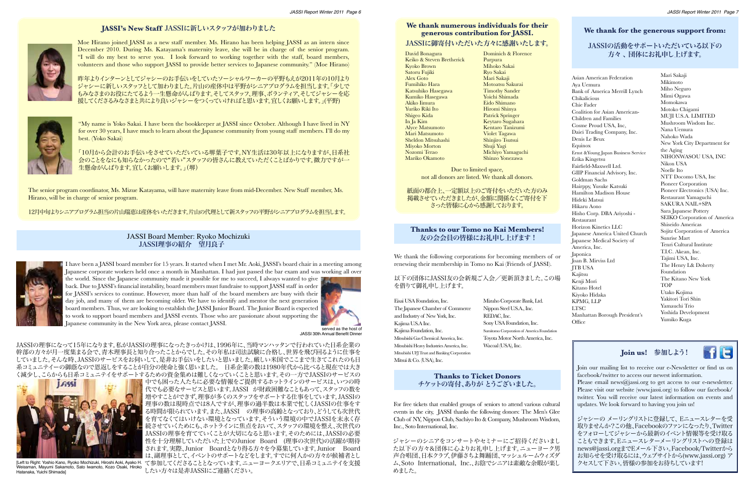## JASSI's New Staff JASSIに新しいスタッフが加わりました

Moe Hirano joined JASSI as a new staff member. Ms. Hirano has been helping JASSI as an intern since December 2010. During Ms. Katayama's maternity leave, she will be in charge of the senior program. "I will do my best to serve you. I look forward to working together with the staff, board members, volunteers and those who support JASSI to provide better services to Japanese community." (Moe Hirano)

昨年よりインターンとしてジャシーのお手伝いをしていたソーシャルワーカーの平野もえが2011年の10月よりジャシーに新しいスタッフとして加わりました。片山の産休中は平野がシニアプログラムを担当します。「少しでもみなさまのお役にたてるよう一生懸命がんばります。そしてスタッフ、理事、ボランティア、そしてジャシーを応援してくださるみなさまと共により良いジャシーをつくっていければと思います。宜しくお願いします。」(平野)

"My name is Yoko Sakai. I have been the bookkeeper at JASSI since October. Although I have lived in NY for over 30 years, I have much to learn about the Japanese community from young staff members. I'll do my best. (Yoko Sakai)

「10月から会計のお手伝いをさせていただいている堺葉子です。NY生活は30年以上になりますが、日系社会のことをなにも知らなかったので"若い"スタッフの皆さんに教えていただくことばかりです。微力ですが一生懸命がんばります。宜しくお願いします。」(堺)

The senior program coordinator, Ms. Mizue Katayama, will have maternity leave from mid-December. New Staff member, Ms. Hirano, will be in charge of senior program.

12月中旬よりシニアプログラム担当の片山瑞恵は産休をいただきます。片山の代理として新スタッフの平野がシニアプログラムを担当します。

## JASSI Board Member: Ryoko Mochizuki
## JASSI理事の紹介　望月良子

I have been a JASSI board member for 15 years. It started when I met Mr. Aoki, JASSI's board chair in a meeting among Japanese corporate workers held once a month in Manhattan. I had just passed the bar exam and was working all over the world. Since the Japanese community made it possible for me to succeed, I always wanted to give back. Due to JASSI's financial instability, board members must fundraise to support JASSI staff in order for JASSI's services to continue. However, more than half of the board members are busy with their day job, and many of them are becoming older. We have to identify and mentor the next generation board members. Thus, we are looking to establish the JASSI Junior Board. The Junior Board is expected to work to support board members and JASSI events. Those who are passionate about supporting the Japanese community in the New York area, please contact JASSI.

served as the host of JASSI 30th Annual Benefit Dinner

JASSIの理事になって15年になります。私がJASSIの理事になったきっかけは、1996年に、当時マンハッタンで行われていた日系企業の幹部の方々が月一度集まる会で、青木理事長と知り合ったことからでした。その年私は司法試験に合格し、世界を飛び回るように仕事をしていました。そんな時、JASSIのサービスをお伺いして、是非お手伝いをしたいと思いました。厳しい米国でここまで生きてこれたのも日系コミュニティーの御蔭なので恩返しをすることが自分の使命と強く思いました。 日系企業の数は1980年代から比べると現在では大きく減少し、こちらからも日系コミュニテイをサポートするための資金集めは難しくなっていくことと思います。その一方でJASSIのサービスの中でも困った人たちに必要な情報をご提供するホットラインのサービスは、いつの時代でも必要なサービスと思います。JASSI が財政困難なこともあって、スタッフの数を増やすことができず、理事が多くのスタッフをサポートする仕事をしています。JASSIの理事の数は現時点では8人ですが、理事の過半数は本業で忙しくJASSIの仕事をする時間が限られています。また、JASSI　の理事の高齢となっており、どうしても次世代を育てなくてはいけない環境となっています。そういう環境の中でJASSIを末永く存続させていくためにも、ホットラインに焦点をおいて、スタッフの環境を整え、次世代のJASSIの理事を育てていくことが大切になると思います。そのためには、JASSIの必要性を十分理解していただいた上でのJunior Board (理事の次世代)の活躍が期待されます。実際、Junior Boardとなり得る方々を今募集しています。Junior Board は、副理事として、イベントのサポートなどをします。すでに何人かの方々が候補者として参加してくださることとなっています。ニューヨークエリアで、日系コミュニティを支援したい方々は是非JASSIにご連絡ください。

[Left to Right: Yoshio Kano, Ryoko Mochizuki, Hiroshi Aoki, Ayako H. Weissman, Mayumi Sakamoto, Sato Iwamoto, Kozo Osaki, Hiroko Hatanaka, Yuichi Shimada]

## We thank numerous individuals for their generous contribution for JASSI.
## JASSIに御寄付いただいた方々に感謝いたします。

David Bonagura
Keiko & Steven Bretherick
Kyoko Brown
Satoru Fujiki
Alex Goto
Fumihiko Hara
Katsuhiko Hasegawa
Kumiko Hasegawa
Akiko Iimura
Yuriko Riki Ito
Shigeo Kida
In Ja Kim
Alyce Matsumoto
Mari Matsumoto
Sheldon Mitsuhashi
Miyoko Morton
Nozomi Terao
Mariko Okamoto
Dominich & Florence Purpura
Mihoko Sakai
Ryo Sakai
Mari Sakaji
Motoatsu Sakurai
Timothy Sander
Yoichi Shimada
Eido Shimano
Hiromi Shinya
Patrick Springer
Keytaro Sugahara
Kentaro Tanizumi
Violet Tagawa
Shinjiro Tsutsui
Shuji Yagi
Michiyo Yamaguchi
Shinzo Yonezawa

Due to limited space, not all donors are listed. We thank all donors.

紙面の都合上、一定額以上のご寄付をいただいた方のみ掲載させていただきましたが、金額に関係なくご寄付を下さった皆様に心から感謝しております。

## Thanks to our Tomo no Kai Members!
## 友の会会員の皆様にお礼申し上げます！

We thank the following corporations for becoming members of or renewing their membership in Tomo no Kai (Friends of JASSI).

以下の団体にJASSI友の会新規ご入会／更新頂きました。この場を借りて御礼申し上げます。

Eisai USA Foundation, Inc.
The Japanese Chamber of Commerce and Industry of New York, Inc.
Kajima U.S.A Inc.
Kajima Foundation, Inc.
Mitsubishi Gas Chemical America, Inc.
Mitsubishi Heavy Industries America, Inc.
Mitsubishi UFJ Trust and Banking Corporation
Mitsui & Co. (USA), Inc.
Mizuho Corporate Bank, Ltd.
Nippon Steel U.S.A., Inc.
REDAC, Inc.
Sony USA Foundation, Inc.
Sumitomo Corporation of America Foundation
Toyota Motor North America, Inc.
Wacoal (USA), Inc.

## Thanks to Ticket Donors
## チケットの寄付、ありが とうございました。

For free tickets that enabled groups of seniors to attend various cultural events in the city, JASSI thanks the following donors: The Men's Glee Club of NY, Nippon Club, Sachiyo Ito & Company, Mushroom Wisdom, Inc., Soto International, Inc.

ジャシーのシニアをコンサートやセミナーにご招待くださいました以下の方々&団体に心よりお礼申し上げます。ニューヨーク男声合唱団、日本クラブ、伊藤さちよ舞踊団、マッシュルームウィズダム、Soto International, Inc.、お陰でシニアは素敵な余暇が楽しめました。

## We thank for the generous support from:
## JASSIの活動をサポートいただいている以下の方々、団体にお礼申し上げます。

Asian American Federation
Aya Uemura
Bank of America Merrill Lynch
Chikalicious
Chie Fader
Coalition for Asian American-Children and Families
Cosme Proud USA, Inc,
Daiei Trading Company, Inc.
Denis Le Beux
Equinox
Ernst &Young Japan Business Service
Erika Kingetsu
Fairfield-Maxwell Ltd.
GIIP Financial Advisory, Inc.
Goldman Sachs
Hairppy, Yusuke Katsuki
Hamilton Madison House
Hideki Matsui
Hikaru Aono
Hisho Corp. DBA Ariyoshi - Restaurant
Horizon Kinetics LLC
Japanese America United Church
Japanese Medical Society of America, Inc.
Japonica
Joan B. Mirviss Ltd
JTB USA
Kajitsu
Kenji Mori
Kitano Hotel
Kiyoko Hidaka
KPMG, LLP
LTSC
Manhattan Borough President's Office
Mari Sakaji
Mikimoto
Miho Neguro
Mimi Ogawa
Momokawa
Motoko Chigami
MUJI U.S.A. LIMITED
Mushroom Wisdom Inc.
Nana Uemura
Nahoko Wada
New York City Department for the Aging
NIHONWASOU USA, INC
Nikon USA
Noelle Ito
NTT Docomo USA, Inc
Pioneer Corporation
Pioneer Electronics (USA) Inc.
Restaurant Yamaguchi
SAKURA NAIL+SPA
Sara Japanese Pottery
SEIKO Corporation of America
Shiseido Americas
Sojitz Corporation of America
Sunrise Mart
Tenri Cultural Institute
T.I.C. Akean, Inc.
Tajimi USA, Inc.
The Henry L& Doherty Foundation
The Kitano New York
TOP
Utako Kojima
Yakitori Tori Shin
Yamauchi Trio
Yoshida Development
Yumiko Kuga

## Join us! 参加しよう！

Join our mailing list to receive our e-Newsletter or find us on facebook/twitter to access our newest information.
Please email news@jassi.org to get access to our e-newsletter. Please visit our website (www.jassi.org) to follow our facebook/twitter. You will receive our latest information on events and updates. We look forward to having you join us!

ジャシーの メーリングリストに登録して、Eニュースレターを受取りませんか?この他、Facebookのファンになったり、Twitterをフォローしてジャシーから最新のイベント情報等を受け取ることもできます。Eニュースレターメーリングリストへの登録はnews@jassi.orgまでEメール下さい。Facebook/Twitterからお知らせを受け取るには、ウェブサイトから(www.jassi.org) アクセスして下さい。皆様の参加をお待ちしています!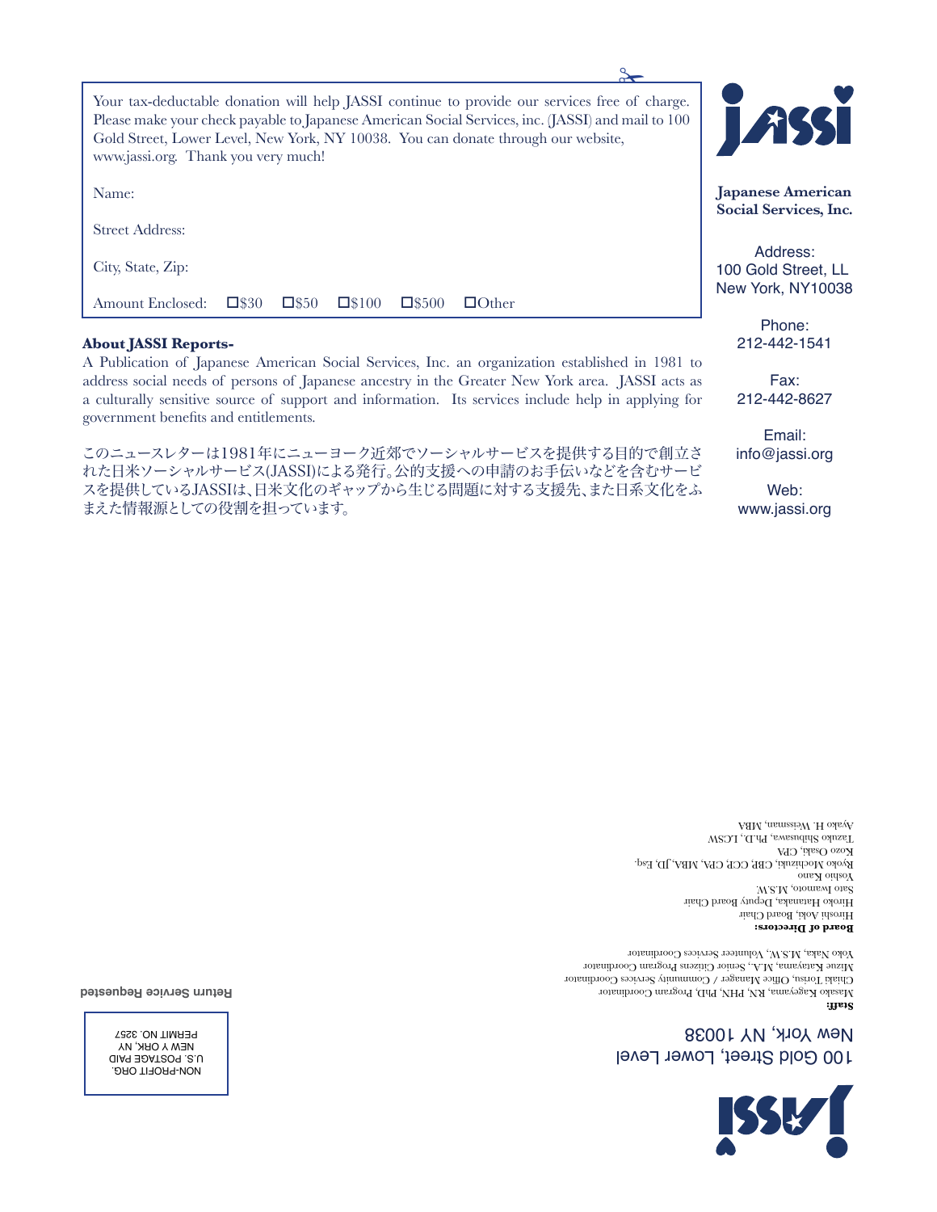Your tax-deductable donation will help JASSI continue to provide our services free of charge. Please make your check payable to Japanese American Social Services, inc. (JASSI) and mail to 100 Gold Street, Lower Level, New York, NY 10038. You can donate through our website, www.jassi.org. Thank you very much!

Name:

Street Address:

City, State, Zip:

Amount Enclosed: ☐$30 ☐$50 ☐$100 ☐$500 ☐Other

**About JASSI Reports-**

A Publication of Japanese American Social Services, Inc. an organization established in 1981 to address social needs of persons of Japanese ancestry in the Greater New York area. JASSI acts as a culturally sensitive source of support and information. Its services include help in applying for government benefits and entitlements.

このニュースレターは1981年にニューヨーク近郊でソーシャルサービスを提供する目的で創立された日米ソーシャルサービス(JASSI)による発行。公的支援への申請のお手伝いなどを含むサービスを提供しているJASSIは、日米文化のギャップから生じる問題に対する支援先、また日系文化をふまえた情報源としての役割を担っています。

**Japanese American Social Services, Inc.**

Address:
100 Gold Street, LL
New York, NY10038

Phone:
212-442-1541

Fax:
212-442-8627

Email:
info@jassi.org

Web:
www.jassi.org

100 Gold Street, Lower Level
New York, NY 10038

**Staff:**
Masako Kageyama, RN, PHN, PhD, Program Coordinator
Chiaki Torisu, Office Manager / Community Services Coordinator
Mizue Katayama, M.A., Senior Citizens Program Coordinator
Yoko Naka, M.S.W., Volunteer Services Coordinator

**Board of Directors:**
Hiroshi Aoki, Board Chair
Hiroko Hatanaka, Deputy Board Chair
Sato Iwamoto, M.S.W.
Yoshio Kano
Ryoko Mochizuki, CBP, CCP, CPA, MBA, JD, Esq.
Kozo Osaki, CPA
Tazuko Shibusawa, Ph.D., LCSW
Ayako H. Weissman, MBA

NON-PROFIT ORG.
U.S. POSTAGE PAID
NEW Y ORK, NY
PERMIT NO. 3257

**Return Service Requested**